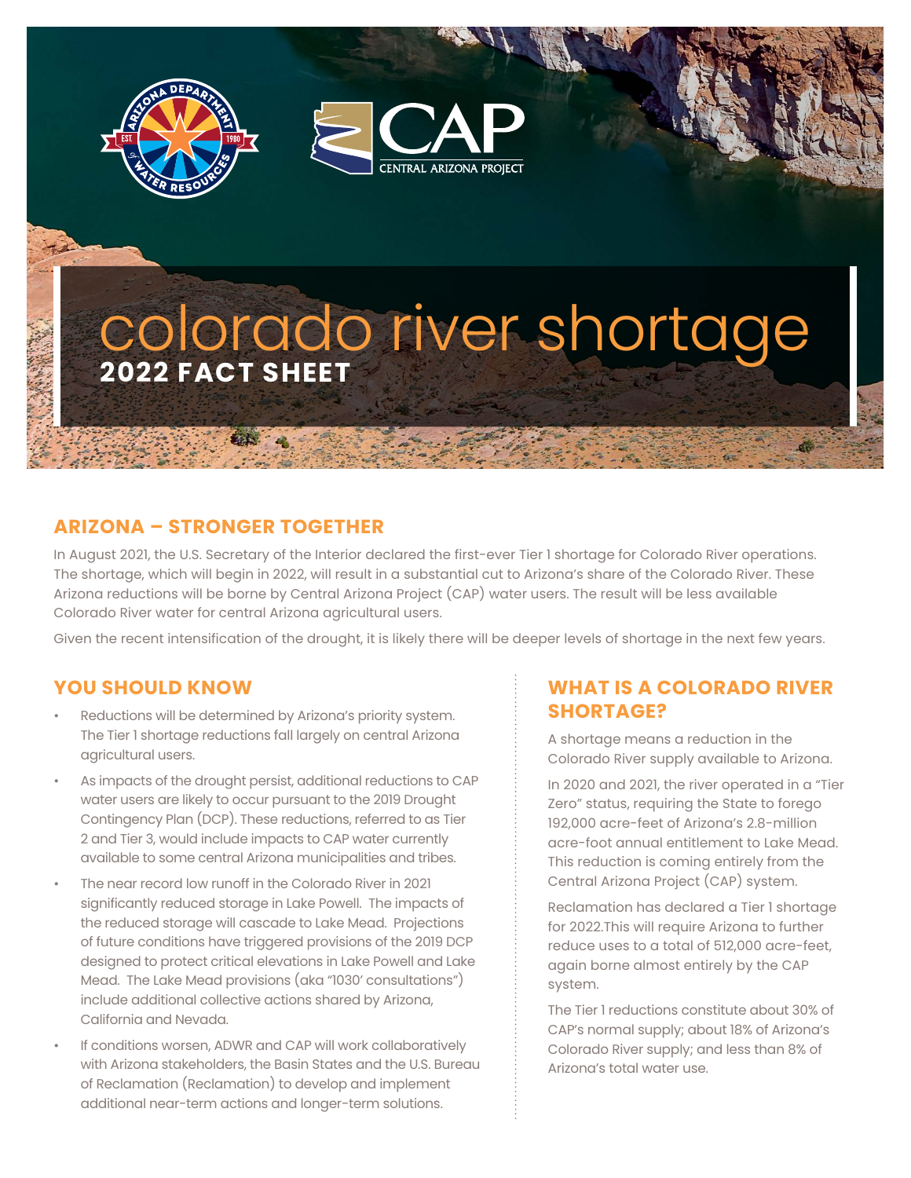# colorado river shortage

**2022 FACT SHEET**

## ARIZONA – STRONGER TOGETHER

In August 2021, the U.S. Secretary of the Interior declared the first-ever Tier 1 shortage for Colorado River operations. The shortage, which will begin in 2022, will result in a substantial cut to Arizona's share of the Colorado River. These Arizona reductions will be borne by Central Arizona Project (CAP) water users. The result will be less available Colorado River water for central Arizona agricultural users.

Given the recent intensification of the drought, it is likely there will be deeper levels of shortage in the next few years.

## YOU SHOULD KNOW

- Reductions will be determined by Arizona's priority system. The Tier 1 shortage reductions fall largely on central Arizona agricultural users.
- As impacts of the drought persist, additional reductions to CAP water users are likely to occur pursuant to the 2019 Drought Contingency Plan (DCP). These reductions, referred to as Tier 2 and Tier 3, would include impacts to CAP water currently available to some central Arizona municipalities and tribes.
- The near record low runoff in the Colorado River in 2021 significantly reduced storage in Lake Powell. The impacts of the reduced storage will cascade to Lake Mead. Projections of future conditions have triggered provisions of the 2019 DCP designed to protect critical elevations in Lake Powell and Lake Mead. The Lake Mead provisions (aka "1030' consultations") include additional collective actions shared by Arizona, California and Nevada.
- If conditions worsen, ADWR and CAP will work collaboratively with Arizona stakeholders, the Basin States and the U.S. Bureau of Reclamation (Reclamation) to develop and implement additional near-term actions and longer-term solutions.

## WHAT IS A COLORADO RIVER SHORTAGE?

A shortage means a reduction in the Colorado River supply available to Arizona.

In 2020 and 2021, the river operated in a "Tier Zero" status, requiring the State to forego 192,000 acre-feet of Arizona's 2.8-million acre-foot annual entitlement to Lake Mead. This reduction is coming entirely from the Central Arizona Project (CAP) system.

Reclamation has declared a Tier 1 shortage for 2022.This will require Arizona to further reduce uses to a total of 512,000 acre-feet, again borne almost entirely by the CAP system.

The Tier 1 reductions constitute about 30% of CAP's normal supply; about 18% of Arizona's Colorado River supply; and less than 8% of Arizona's total water use.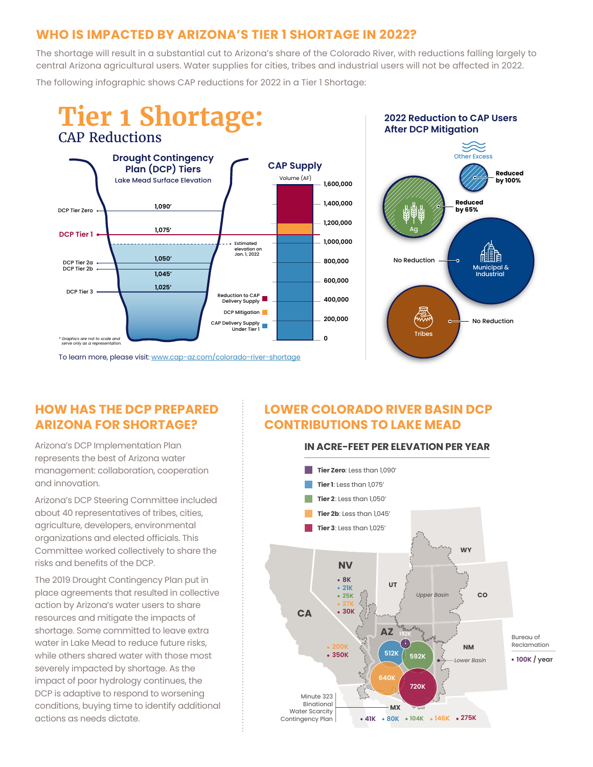## WHO IS IMPACTED BY ARIZONA'S TIER 1 SHORTAGE IN 2022?

The shortage will result in a substantial cut to Arizona's share of the Colorado River, with reductions falling largely to central Arizona agricultural users. Water supplies for cities, tribes and industrial users will not be affected in 2022.

The following infographic shows CAP reductions for 2022 in a Tier 1 Shortage:

# Tier 1 Shortage:
## CAP Reductions

**Drought Contingency Plan (DCP) Tiers**

Lake Mead Surface Elevation

DCP Tier Zero — 1,090'

DCP Tier 1 — 1,075'

Estimated elevation on Jan. 1, 2022

DCP Tier 2a — 1,050'

DCP Tier 2b — 1,045'

DCP Tier 3 — 1,025'

**CAP Supply**

Volume (AF)

1,600,000
1,400,000
1,200,000
1,000,000
800,000
600,000
400,000
200,000
0

Reduction to CAP Delivery Supply

DCP Mitigation

CAP Delivery Supply Under Tier 1

*\* Graphics are not to scale and serve only as a representation.*

To learn more, please visit: www.cap-az.com/colorado-river-shortage

**2022 Reduction to CAP Users After DCP Mitigation**

Other Excess — Reduced by 100%

Ag — Reduced by 65%

Municipal & Industrial — No Reduction

Tribes — No Reduction

## HOW HAS THE DCP PREPARED ARIZONA FOR SHORTAGE?

Arizona's DCP Implementation Plan represents the best of Arizona water management: collaboration, cooperation and innovation.

Arizona's DCP Steering Committee included about 40 representatives of tribes, cities, agriculture, developers, environmental organizations and elected officials. This Committee worked collectively to share the risks and benefits of the DCP.

The 2019 Drought Contingency Plan put in place agreements that resulted in collective action by Arizona's water users to share resources and mitigate the impacts of shortage. Some committed to leave extra water in Lake Mead to reduce future risks, while others shared water with those most severely impacted by shortage. As the impact of poor hydrology continues, the DCP is adaptive to respond to worsening conditions, buying time to identify additional actions as needs dictate.

## LOWER COLORADO RIVER BASIN DCP CONTRIBUTIONS TO LAKE MEAD

### IN ACRE-FEET PER ELEVATION PER YEAR

**Tier Zero**: Less than 1,090'

**Tier 1**: Less than 1,075'

**Tier 2**: Less than 1,050'

**Tier 2b**: Less than 1,045'

**Tier 3**: Less than 1,025'

WY

NV
• 8K
• 21K
• 25K
• 27K
• 30K

UT

Upper Basin

CO

CA
• 200K
• 350K

AZ
192K
512K
592K
640K
720K

NM

Lower Basin

Bureau of Reclamation
• 100K / year

MX
• 41K • 80K • 104K • 146K • 275K

Minute 323 Binational Water Scarcity Contingency Plan